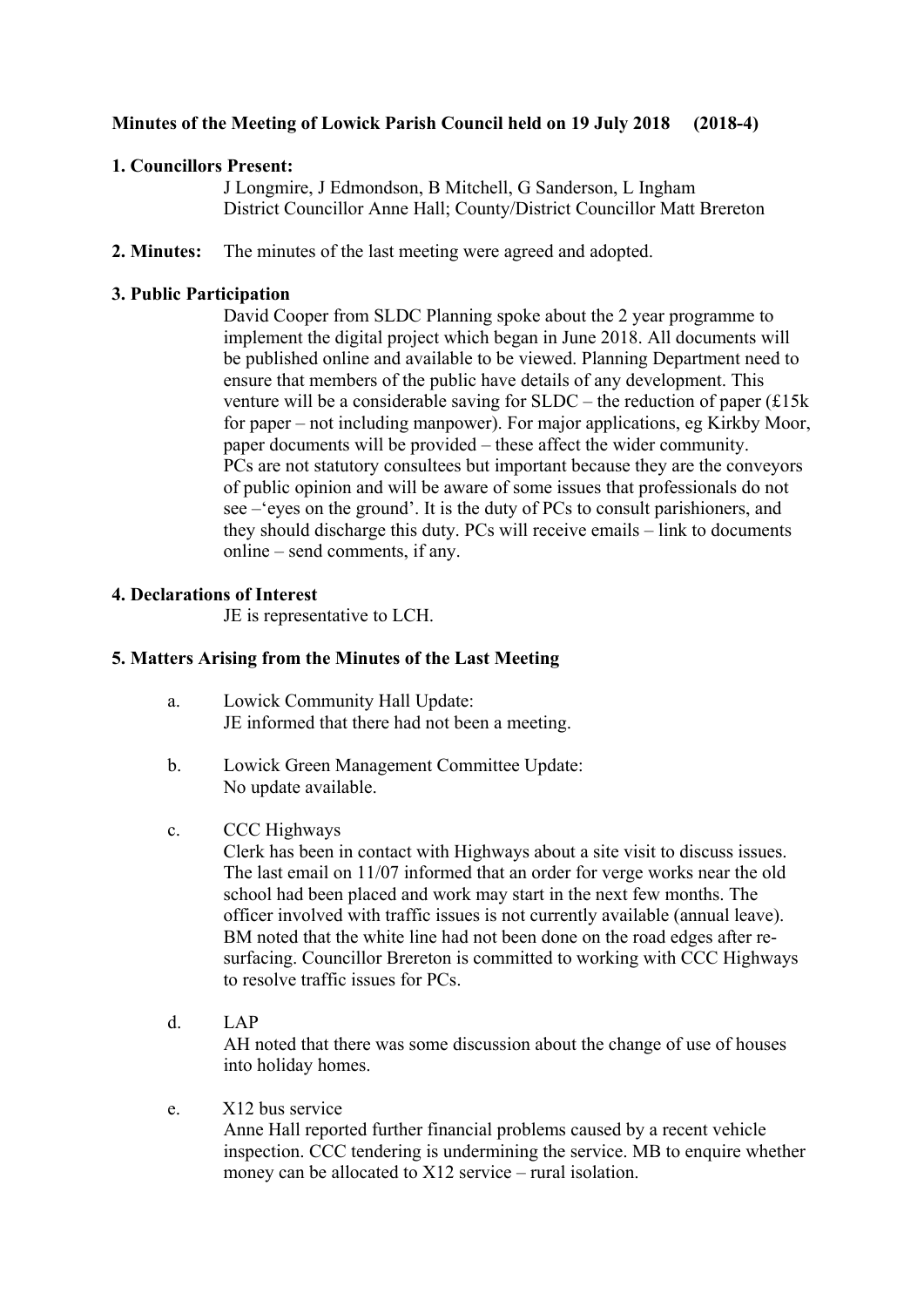**Minutes of the Meeting of Lowick Parish Council held on 19 July 2018 (2018-4)**

**1. Councillors Present:**

J Longmire, J Edmondson, B Mitchell, G Sanderson, L Ingham
District Councillor Anne Hall; County/District Councillor Matt Brereton

**2. Minutes:** The minutes of the last meeting were agreed and adopted.

**3. Public Participation**

David Cooper from SLDC Planning spoke about the 2 year programme to implement the digital project which began in June 2018. All documents will be published online and available to be viewed. Planning Department need to ensure that members of the public have details of any development. This venture will be a considerable saving for SLDC – the reduction of paper (£15k for paper – not including manpower). For major applications, eg Kirkby Moor, paper documents will be provided – these affect the wider community.
PCs are not statutory consultees but important because they are the conveyors of public opinion and will be aware of some issues that professionals do not see –'eyes on the ground'. It is the duty of PCs to consult parishioners, and they should discharge this duty. PCs will receive emails – link to documents online – send comments, if any.

**4. Declarations of Interest**

JE is representative to LCH.

**5. Matters Arising from the Minutes of the Last Meeting**

a. Lowick Community Hall Update:
JE informed that there had not been a meeting.

b. Lowick Green Management Committee Update:
No update available.

c. CCC Highways
Clerk has been in contact with Highways about a site visit to discuss issues. The last email on 11/07 informed that an order for verge works near the old school had been placed and work may start in the next few months. The officer involved with traffic issues is not currently available (annual leave). BM noted that the white line had not been done on the road edges after re-surfacing. Councillor Brereton is committed to working with CCC Highways to resolve traffic issues for PCs.

d. LAP
AH noted that there was some discussion about the change of use of houses into holiday homes.

e. X12 bus service
Anne Hall reported further financial problems caused by a recent vehicle inspection. CCC tendering is undermining the service. MB to enquire whether money can be allocated to X12 service – rural isolation.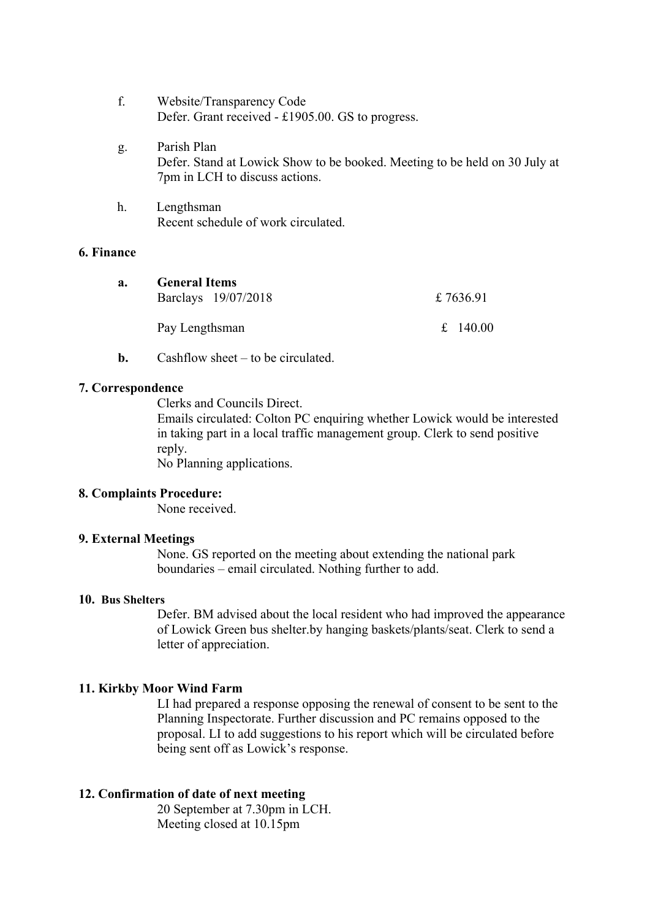f. Website/Transparency Code
Defer. Grant received - £1905.00. GS to progress.

g. Parish Plan
Defer. Stand at Lowick Show to be booked. Meeting to be held on 30 July at 7pm in LCH to discuss actions.

h. Lengthsman
Recent schedule of work circulated.

**6. Finance**

**a. General Items**

| | |
|---|---|
| Barclays 19/07/2018 | £ 7636.91 |
| Pay Lengthsman | £ 140.00 |

**b.** Cashflow sheet – to be circulated.

**7. Correspondence**

Clerks and Councils Direct.
Emails circulated: Colton PC enquiring whether Lowick would be interested in taking part in a local traffic management group. Clerk to send positive reply.
No Planning applications.

**8. Complaints Procedure:**

None received.

**9. External Meetings**

None. GS reported on the meeting about extending the national park boundaries – email circulated. Nothing further to add.

**10. Bus Shelters**

Defer. BM advised about the local resident who had improved the appearance of Lowick Green bus shelter.by hanging baskets/plants/seat. Clerk to send a letter of appreciation.

**11. Kirkby Moor Wind Farm**

LI had prepared a response opposing the renewal of consent to be sent to the Planning Inspectorate. Further discussion and PC remains opposed to the proposal. LI to add suggestions to his report which will be circulated before being sent off as Lowick's response.

**12. Confirmation of date of next meeting**

20 September at 7.30pm in LCH.
Meeting closed at 10.15pm